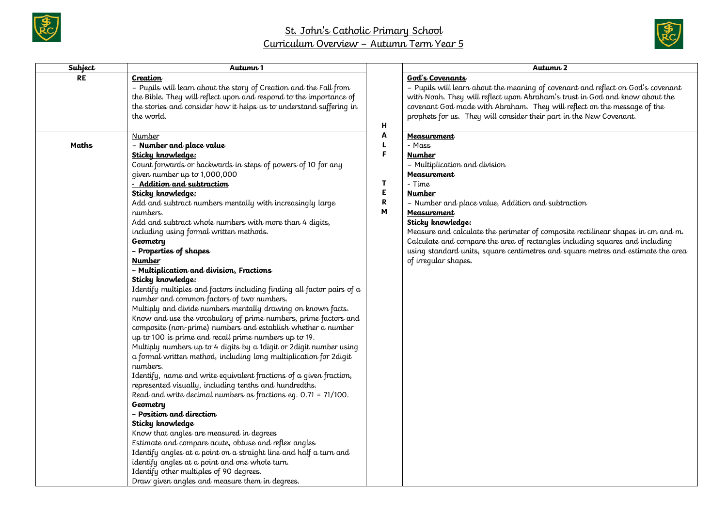# St. John's Catholic Primary School

## Curriculum Overview – Autumn Term Year 5

| Subject | Autumn 1 | | Autumn 2 |
|---|---|---|---|
| RE | **Creation**<br>– Pupils will learn about the story of Creation and the Fall from the Bible. They will reflect upon and respond to the importance of the stories and consider how it helps us to understand suffering in the world. | HALF TERM | **God's Covenants**<br>– Pupils will learn about the meaning of covenant and reflect on God's covenant with Noah. They will reflect upon Abraham's trust in God and know about the covenant God made with Abraham. They will reflect on the message of the prophets for us. They will consider their part in the New Covenant. |
| Maths | Number<br>– **Number and place value**<br>**Sticky knowledge:**<br>Count forwards or backwards in steps of powers of 10 for any given number up to 1,000,000<br>**- Addition and subtraction**<br>**Sticky knowledge:**<br>Add and subtract numbers mentally with increasingly large numbers.<br>Add and subtract whole numbers with more than 4 digits, including using formal written methods.<br>**Geometry**<br>**– Properties of shapes**<br>**Number**<br>**– Multiplication and division, Fractions**<br>**Sticky knowledge:**<br>Identify multiples and factors including finding all factor pairs of a number and common factors of two numbers.<br>Multiply and divide numbers mentally drawing on known facts.<br>Know and use the vocabulary of prime numbers, prime factors and composite (non-prime) numbers and establish whether a number up to 100 is prime and recall prime numbers up to 19.<br>Multiply numbers up to 4 digits by a 1digit or 2digit number using a formal written method, including long multiplication for 2digit numbers.<br>Identify, name and write equivalent fractions of a given fraction, represented visually, including tenths and hundredths.<br>Read and write decimal numbers as fractions eg. 0.71 = 71/100.<br>**Geometry**<br>**– Position and direction**<br>**Sticky knowledge**<br>Know that angles are measured in degrees<br>Estimate and compare acute, obtuse and reflex angles<br>Identify angles at a point on a straight line and half a turn and identify angles at a point and one whole turn.<br>Identify other multiples of 90 degrees.<br>Draw given angles and measure them in degrees. | | **Measurement**<br>- Mass<br>**Number**<br>– Multiplication and division<br>**Measurement**<br>- Time<br>**Number**<br>– Number and place value, Addition and subtraction<br>**Measurement**<br>**Sticky knowledge:**<br>Measure and calculate the perimeter of composite rectilinear shapes in cm and m.<br>Calculate and compare the area of rectangles including squares and including using standard units, square centimetres and square metres and estimate the area of irregular shapes. |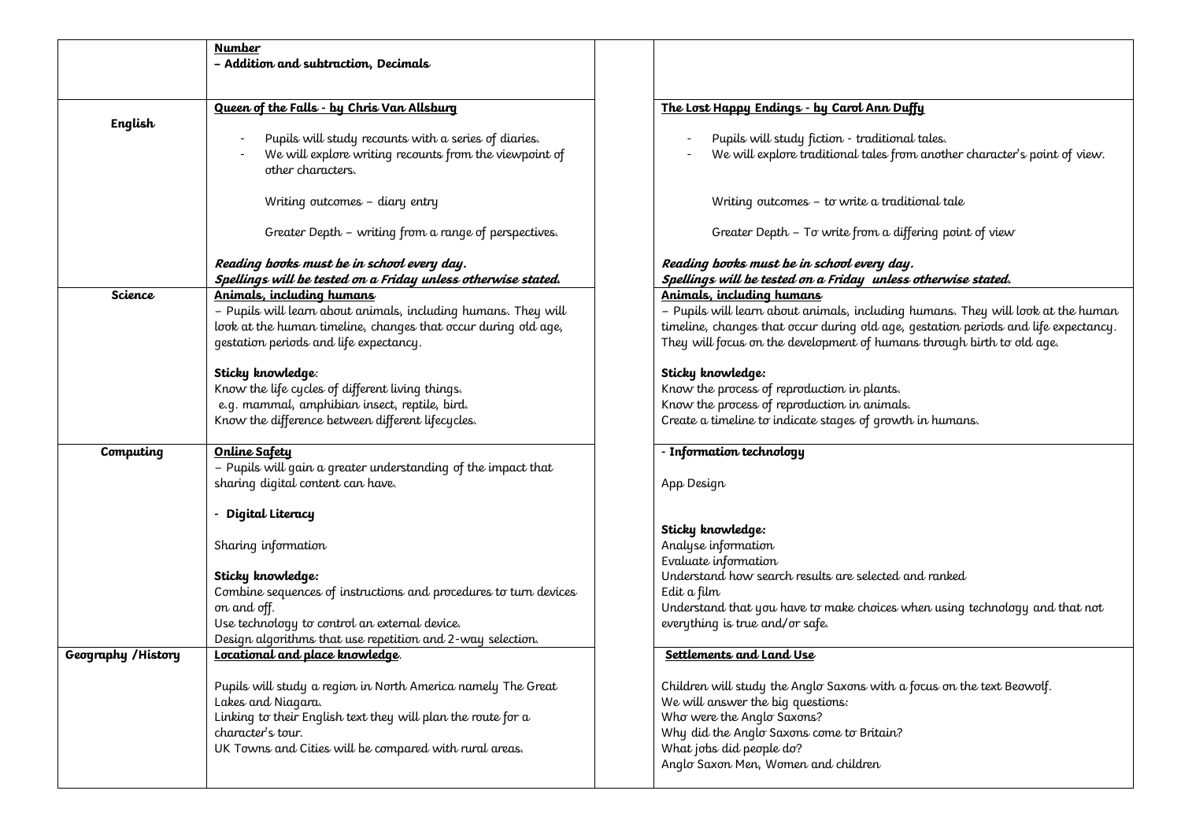| | | | |
|---|---|---|---|
| | **Number**<br>**– Addition and subtraction, Decimals** | | |
| **English** | **Queen of the Falls - by Chris Van Allsburg**<br><br>- Pupils will study recounts with a series of diaries.<br>- We will explore writing recounts from the viewpoint of other characters.<br><br>Writing outcomes – diary entry<br><br>Greater Depth – writing from a range of perspectives.<br><br>***Reading books must be in school every day.***<br>***Spellings will be tested on a Friday unless otherwise stated.*** | | **The Lost Happy Endings - by Carol Ann Duffy**<br><br>- Pupils will study fiction - traditional tales.<br>- We will explore traditional tales from another character's point of view.<br><br>Writing outcomes – to write a traditional tale<br><br>Greater Depth – To write from a differing point of view<br><br>***Reading books must be in school every day.***<br>***Spellings will be tested on a Friday unless otherwise stated.*** |
| **Science** | **Animals, including humans**<br>– Pupils will learn about animals, including humans. They will look at the human timeline, changes that occur during old age, gestation periods and life expectancy.<br><br>**Sticky knowledge**:<br>Know the life cycles of different living things.<br>e.g. mammal, amphibian insect, reptile, bird.<br>Know the difference between different lifecycles. | | **Animals, including humans**<br>– Pupils will learn about animals, including humans. They will look at the human timeline, changes that occur during old age, gestation periods and life expectancy. They will focus on the development of humans through birth to old age.<br><br>**Sticky knowledge:**<br>Know the process of reproduction in plants.<br>Know the process of reproduction in animals.<br>Create a timeline to indicate stages of growth in humans. |
| **Computing** | **Online Safety**<br>– Pupils will gain a greater understanding of the impact that sharing digital content can have.<br><br>- **Digital Literacy**<br><br>Sharing information<br><br>**Sticky knowledge:**<br>Combine sequences of instructions and procedures to turn devices on and off.<br>Use technology to control an external device.<br>Design algorithms that use repetition and 2-way selection. | | - **Information technology**<br><br>App Design<br><br>**Sticky knowledge:**<br>Analyse information<br>Evaluate information<br>Understand how search results are selected and ranked<br>Edit a film<br>Understand that you have to make choices when using technology and that not everything is true and/or safe. |
| **Geography /History** | **Locational and place knowledge**.<br><br>Pupils will study a region in North America namely The Great Lakes and Niagara.<br>Linking to their English text they will plan the route for a character's tour.<br>UK Towns and Cities will be compared with rural areas. | | **Settlements and Land Use**<br><br>Children will study the Anglo Saxons with a focus on the text Beowolf.<br>We will answer the big questions:<br>Who were the Anglo Saxons?<br>Why did the Anglo Saxons come to Britain?<br>What jobs did people do?<br>Anglo Saxon Men, Women and children |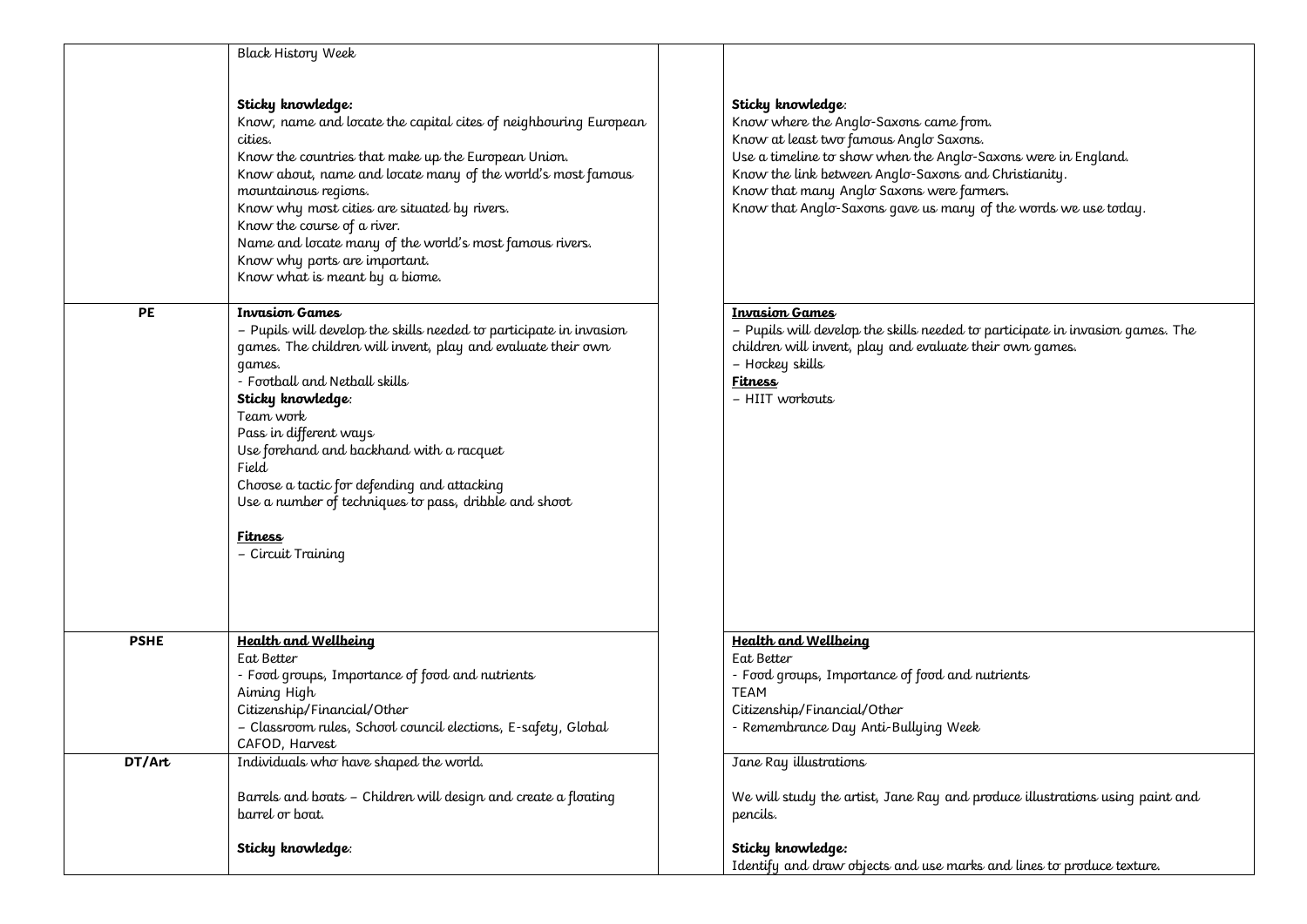| | | | |
|---|---|---|---|
| | Black History Week<br><br>**Sticky knowledge:**<br>Know, name and locate the capital cites of neighbouring European cities.<br>Know the countries that make up the European Union.<br>Know about, name and locate many of the world's most famous mountainous regions.<br>Know why most cities are situated by rivers.<br>Know the course of a river.<br>Name and locate many of the world's most famous rivers.<br>Know why ports are important.<br>Know what is meant by a biome. | | **Sticky knowledge**:<br>Know where the Anglo-Saxons came from.<br>Know at least two famous Anglo Saxons.<br>Use a timeline to show when the Anglo-Saxons were in England.<br>Know the link between Anglo-Saxons and Christianity.<br>Know that many Anglo Saxons were farmers.<br>Know that Anglo-Saxons gave us many of the words we use today. |
| **PE** | **Invasion Games**<br>– Pupils will develop the skills needed to participate in invasion games. The children will invent, play and evaluate their own games.<br>- Football and Netball skills<br>**Sticky knowledge**:<br>Team work<br>Pass in different ways<br>Use forehand and backhand with a racquet<br>Field<br>Choose a tactic for defending and attacking<br>Use a number of techniques to pass, dribble and shoot<br><br>**Fitness**<br>– Circuit Training | | **Invasion Games**<br>– Pupils will develop the skills needed to participate in invasion games. The children will invent, play and evaluate their own games.<br>– Hockey skills<br>**Fitness**<br>– HIIT workouts |
| **PSHE** | **Health and Wellbeing**<br>Eat Better<br>- Food groups, Importance of food and nutrients<br>Aiming High<br>Citizenship/Financial/Other<br>– Classroom rules, School council elections, E-safety, Global CAFOD, Harvest | | **Health and Wellbeing**<br>Eat Better<br>- Food groups, Importance of food and nutrients<br>TEAM<br>Citizenship/Financial/Other<br>- Remembrance Day Anti-Bullying Week |
| **DT/Art** | Individuals who have shaped the world.<br><br>Barrels and boats – Children will design and create a floating barrel or boat.<br><br>**Sticky knowledge**: | | Jane Ray illustrations<br><br>We will study the artist, Jane Ray and produce illustrations using paint and pencils.<br><br>**Sticky knowledge:**<br>Identify and draw objects and use marks and lines to produce texture. |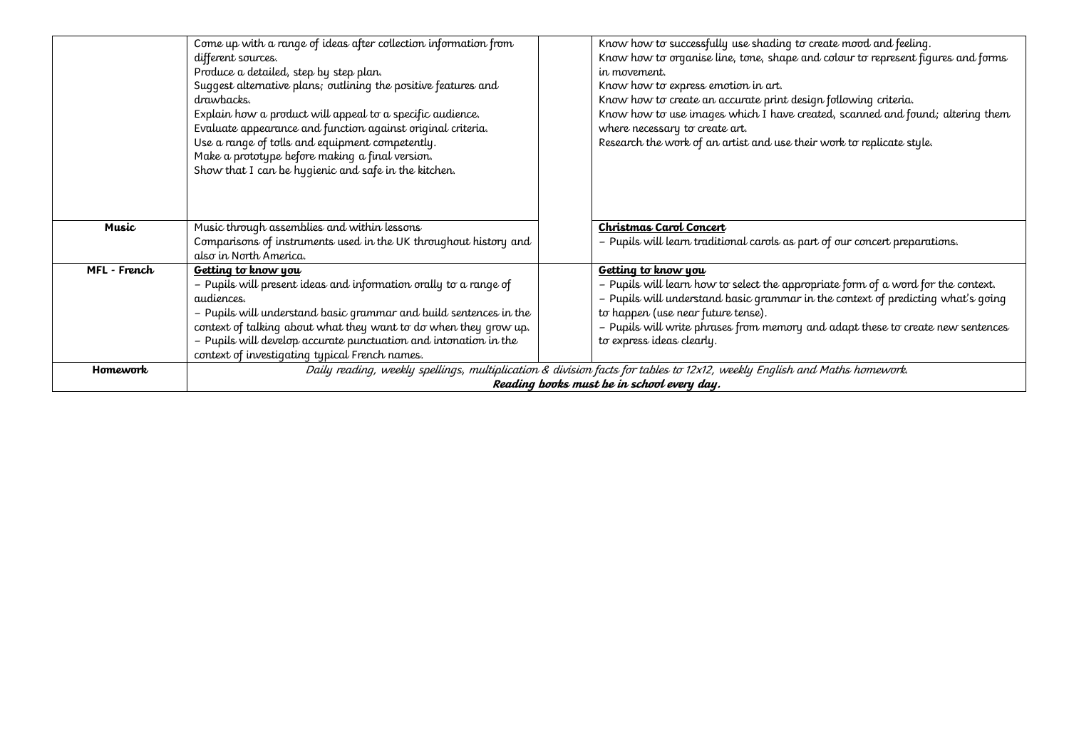| | | | |
|---|---|---|---|
| | Come up with a range of ideas after collection information from different sources.<br>Produce a detailed, step by step plan.<br>Suggest alternative plans; outlining the positive features and drawbacks.<br>Explain how a product will appeal to a specific audience.<br>Evaluate appearance and function against original criteria.<br>Use a range of tolls and equipment competently.<br>Make a prototype before making a final version.<br>Show that I can be hygienic and safe in the kitchen. | | Know how to successfully use shading to create mood and feeling.<br>Know how to organise line, tone, shape and colour to represent figures and forms in movement.<br>Know how to express emotion in art.<br>Know how to create an accurate print design following criteria.<br>Know how to use images which I have created, scanned and found; altering them where necessary to create art.<br>Research the work of an artist and use their work to replicate style. |
| **Music** | Music through assemblies and within lessons<br>Comparisons of instruments used in the UK throughout history and also in North America. | | **Christmas Carol Concert**<br>- Pupils will learn traditional carols as part of our concert preparations. |
| **MFL - French** | **Getting to know you**<br>- Pupils will present ideas and information orally to a range of audiences.<br>- Pupils will understand basic grammar and build sentences in the context of talking about what they want to do when they grow up.<br>- Pupils will develop accurate punctuation and intonation in the context of investigating typical French names. | | **Getting to know you**<br>- Pupils will learn how to select the appropriate form of a word for the context.<br>- Pupils will understand basic grammar in the context of predicting what's going to happen (use near future tense).<br>- Pupils will write phrases from memory and adapt these to create new sentences to express ideas clearly. |
| **Homework** | *Daily reading, weekly spellings, multiplication & division facts for tables to 12x12, weekly English and Maths homework.*<br>***Reading books must be in school every day.*** | | |